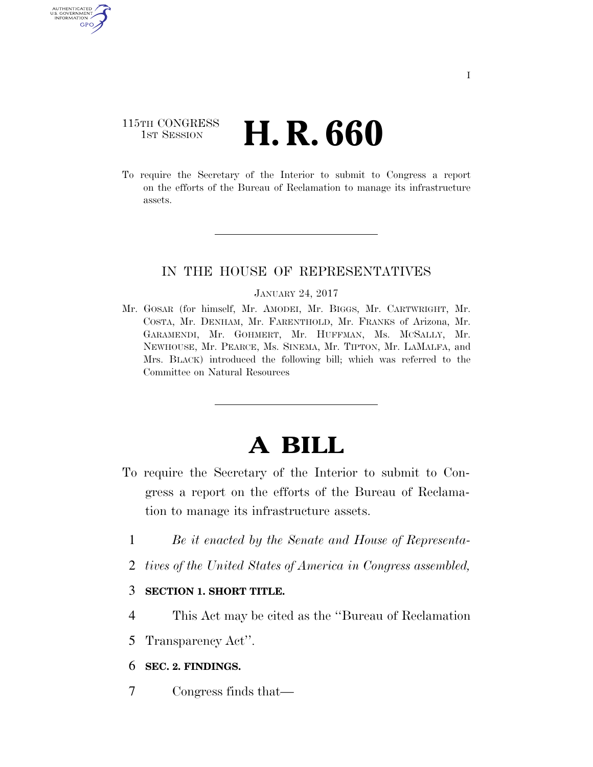115TH CONGRESS
1ST SESSION

# H. R. 660

To require the Secretary of the Interior to submit to Congress a report on the efforts of the Bureau of Reclamation to manage its infrastructure assets.

IN THE HOUSE OF REPRESENTATIVES

JANUARY 24, 2017

Mr. GOSAR (for himself, Mr. AMODEI, Mr. BIGGS, Mr. CARTWRIGHT, Mr. COSTA, Mr. DENHAM, Mr. FARENTHOLD, Mr. FRANKS of Arizona, Mr. GARAMENDI, Mr. GOHMERT, Mr. HUFFMAN, Ms. MCSALLY, Mr. NEWHOUSE, Mr. PEARCE, Ms. SINEMA, Mr. TIPTON, Mr. LAMALFA, and Mrs. BLACK) introduced the following bill; which was referred to the Committee on Natural Resources

# A BILL

To require the Secretary of the Interior to submit to Congress a report on the efforts of the Bureau of Reclamation to manage its infrastructure assets.

1 *Be it enacted by the Senate and House of Representa-*
2 *tives of the United States of America in Congress assembled,*

3 **SECTION 1. SHORT TITLE.**

4 This Act may be cited as the "Bureau of Reclamation
5 Transparency Act".

6 **SEC. 2. FINDINGS.**

7 Congress finds that—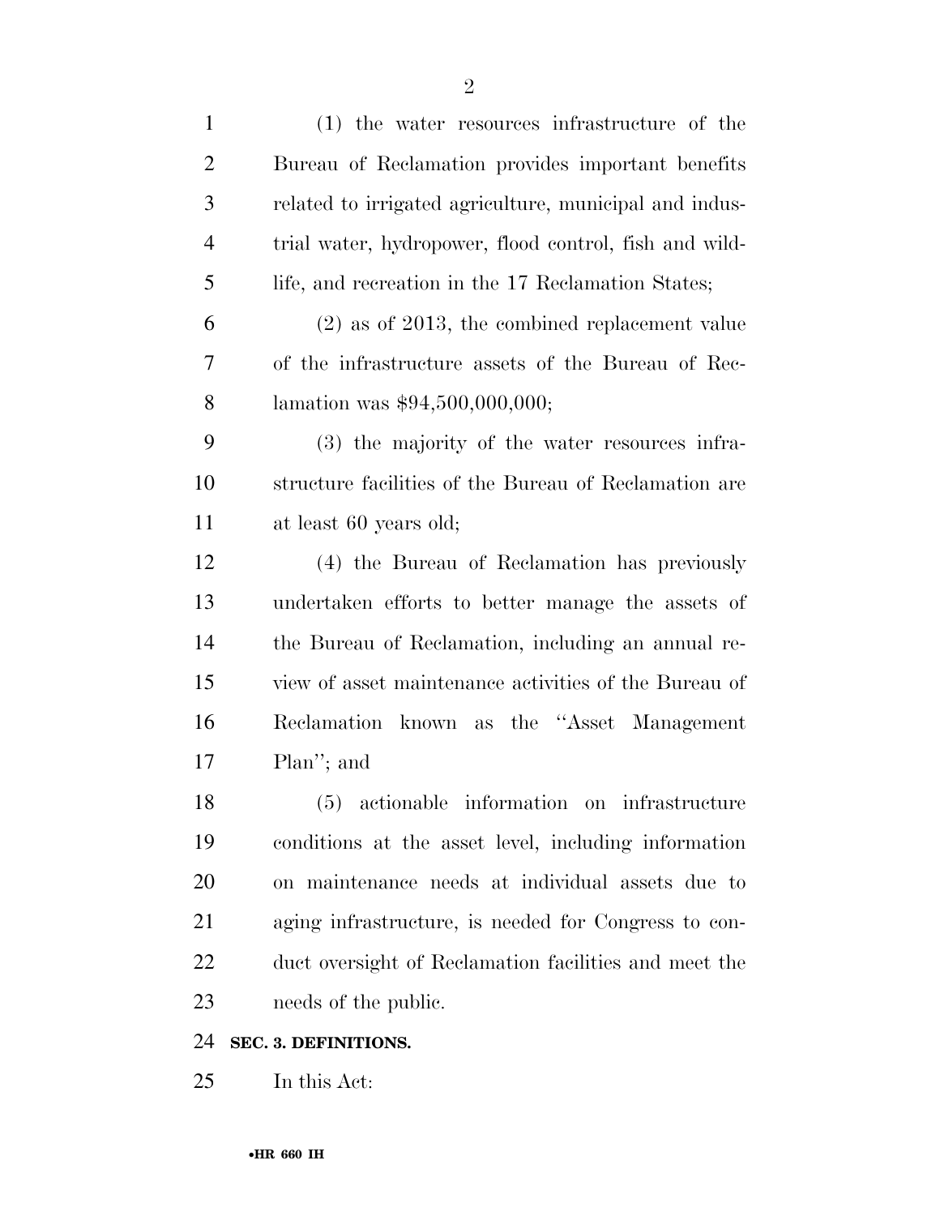(1) the water resources infrastructure of the Bureau of Reclamation provides important benefits related to irrigated agriculture, municipal and industrial water, hydropower, flood control, fish and wildlife, and recreation in the 17 Reclamation States;

(2) as of 2013, the combined replacement value of the infrastructure assets of the Bureau of Reclamation was $94,500,000,000;

(3) the majority of the water resources infrastructure facilities of the Bureau of Reclamation are at least 60 years old;

(4) the Bureau of Reclamation has previously undertaken efforts to better manage the assets of the Bureau of Reclamation, including an annual review of asset maintenance activities of the Bureau of Reclamation known as the ''Asset Management Plan''; and

(5) actionable information on infrastructure conditions at the asset level, including information on maintenance needs at individual assets due to aging infrastructure, is needed for Congress to conduct oversight of Reclamation facilities and meet the needs of the public.

**SEC. 3. DEFINITIONS.**

In this Act: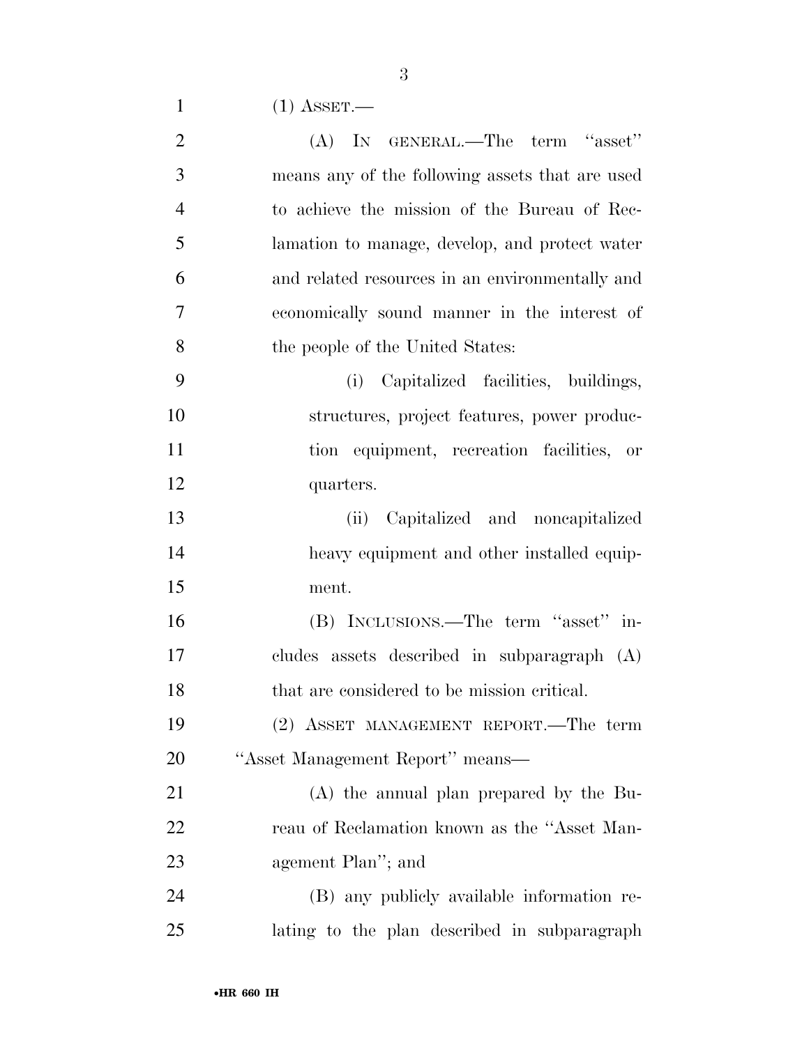(1) ASSET.—

(A) IN GENERAL.—The term "asset" means any of the following assets that are used to achieve the mission of the Bureau of Reclamation to manage, develop, and protect water and related resources in an environmentally and economically sound manner in the interest of the people of the United States:

(i) Capitalized facilities, buildings, structures, project features, power production equipment, recreation facilities, or quarters.

(ii) Capitalized and noncapitalized heavy equipment and other installed equipment.

(B) INCLUSIONS.—The term "asset" includes assets described in subparagraph (A) that are considered to be mission critical.

(2) ASSET MANAGEMENT REPORT.—The term "Asset Management Report" means—

(A) the annual plan prepared by the Bureau of Reclamation known as the "Asset Management Plan"; and

(B) any publicly available information relating to the plan described in subparagraph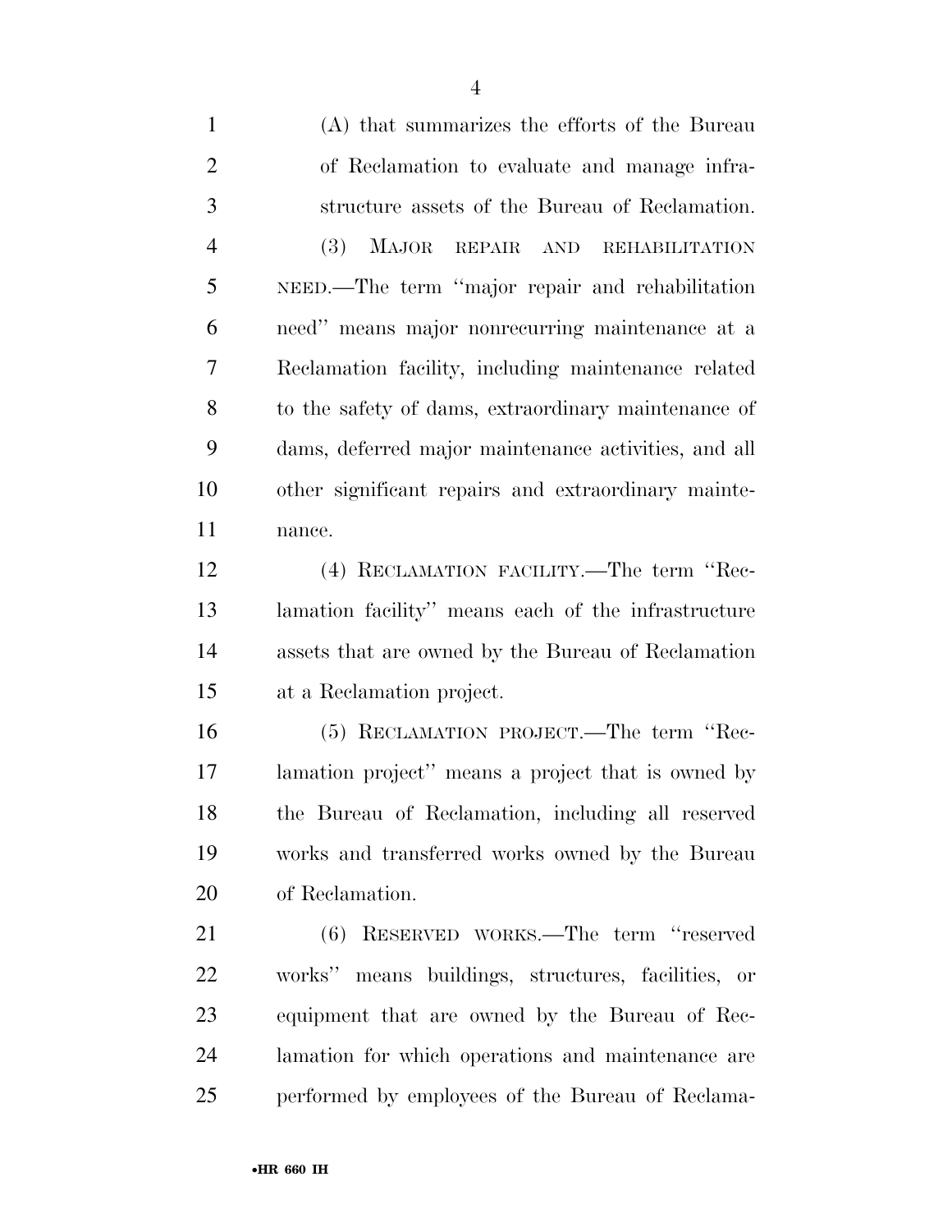(A) that summarizes the efforts of the Bureau of Reclamation to evaluate and manage infrastructure assets of the Bureau of Reclamation.

(3) MAJOR REPAIR AND REHABILITATION NEED.—The term ''major repair and rehabilitation need'' means major nonrecurring maintenance at a Reclamation facility, including maintenance related to the safety of dams, extraordinary maintenance of dams, deferred major maintenance activities, and all other significant repairs and extraordinary maintenance.

(4) RECLAMATION FACILITY.—The term ''Reclamation facility'' means each of the infrastructure assets that are owned by the Bureau of Reclamation at a Reclamation project.

(5) RECLAMATION PROJECT.—The term ''Reclamation project'' means a project that is owned by the Bureau of Reclamation, including all reserved works and transferred works owned by the Bureau of Reclamation.

(6) RESERVED WORKS.—The term ''reserved works'' means buildings, structures, facilities, or equipment that are owned by the Bureau of Reclamation for which operations and maintenance are performed by employees of the Bureau of Reclama-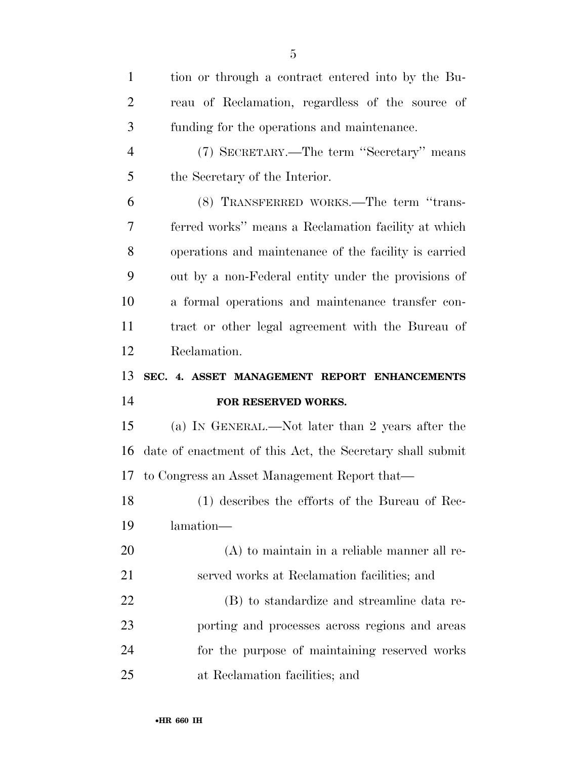tion or through a contract entered into by the Bureau of Reclamation, regardless of the source of funding for the operations and maintenance.

(7) SECRETARY.—The term "Secretary" means the Secretary of the Interior.

(8) TRANSFERRED WORKS.—The term "transferred works" means a Reclamation facility at which operations and maintenance of the facility is carried out by a non-Federal entity under the provisions of a formal operations and maintenance transfer contract or other legal agreement with the Bureau of Reclamation.

## SEC. 4. ASSET MANAGEMENT REPORT ENHANCEMENTS FOR RESERVED WORKS.

(a) IN GENERAL.—Not later than 2 years after the date of enactment of this Act, the Secretary shall submit to Congress an Asset Management Report that—

(1) describes the efforts of the Bureau of Reclamation—

(A) to maintain in a reliable manner all reserved works at Reclamation facilities; and

(B) to standardize and streamline data reporting and processes across regions and areas for the purpose of maintaining reserved works at Reclamation facilities; and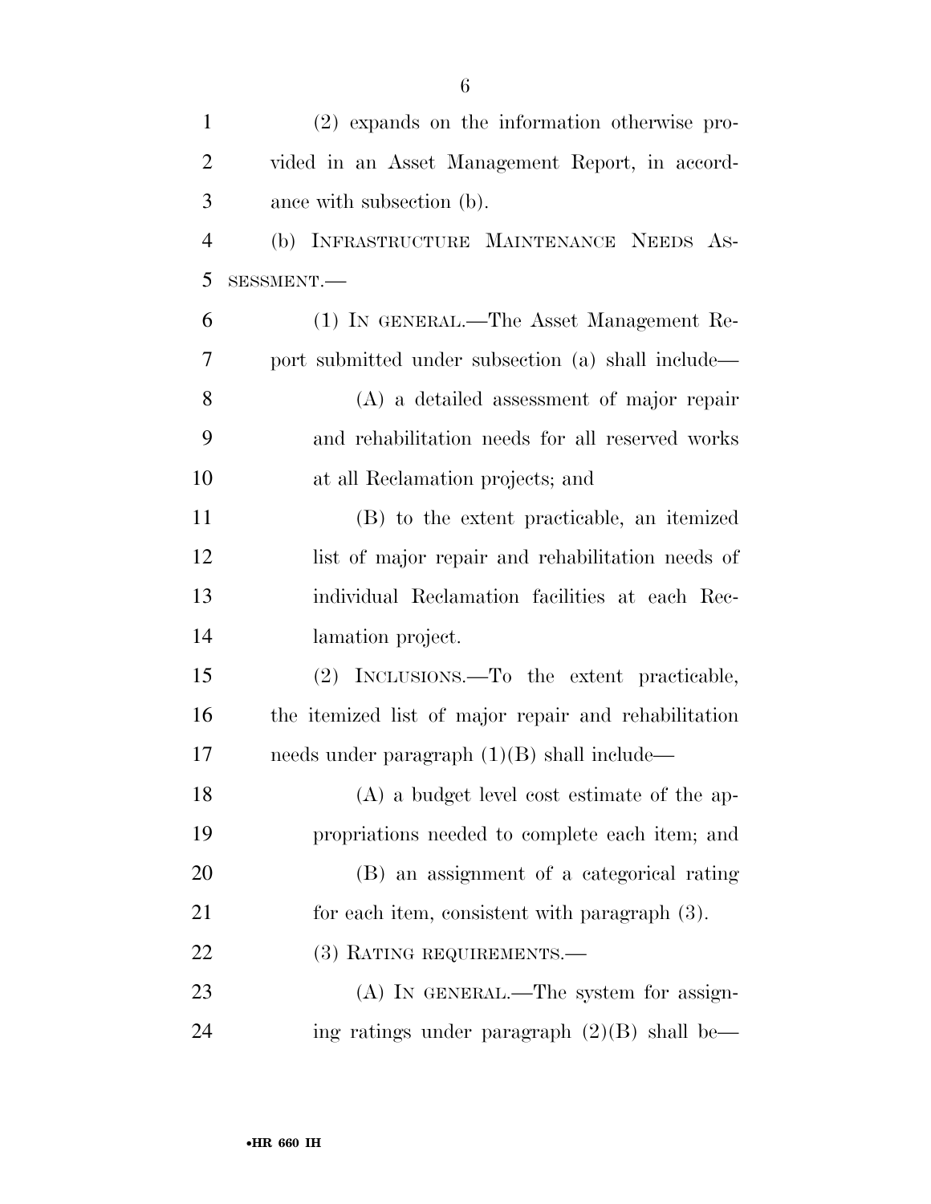(2) expands on the information otherwise provided in an Asset Management Report, in accordance with subsection (b).

(b) INFRASTRUCTURE MAINTENANCE NEEDS ASSESSMENT.—

(1) IN GENERAL.—The Asset Management Report submitted under subsection (a) shall include—

(A) a detailed assessment of major repair and rehabilitation needs for all reserved works at all Reclamation projects; and

(B) to the extent practicable, an itemized list of major repair and rehabilitation needs of individual Reclamation facilities at each Reclamation project.

(2) INCLUSIONS.—To the extent practicable, the itemized list of major repair and rehabilitation needs under paragraph (1)(B) shall include—

(A) a budget level cost estimate of the appropriations needed to complete each item; and

(B) an assignment of a categorical rating for each item, consistent with paragraph (3).

(3) RATING REQUIREMENTS.—

(A) IN GENERAL.—The system for assigning ratings under paragraph (2)(B) shall be—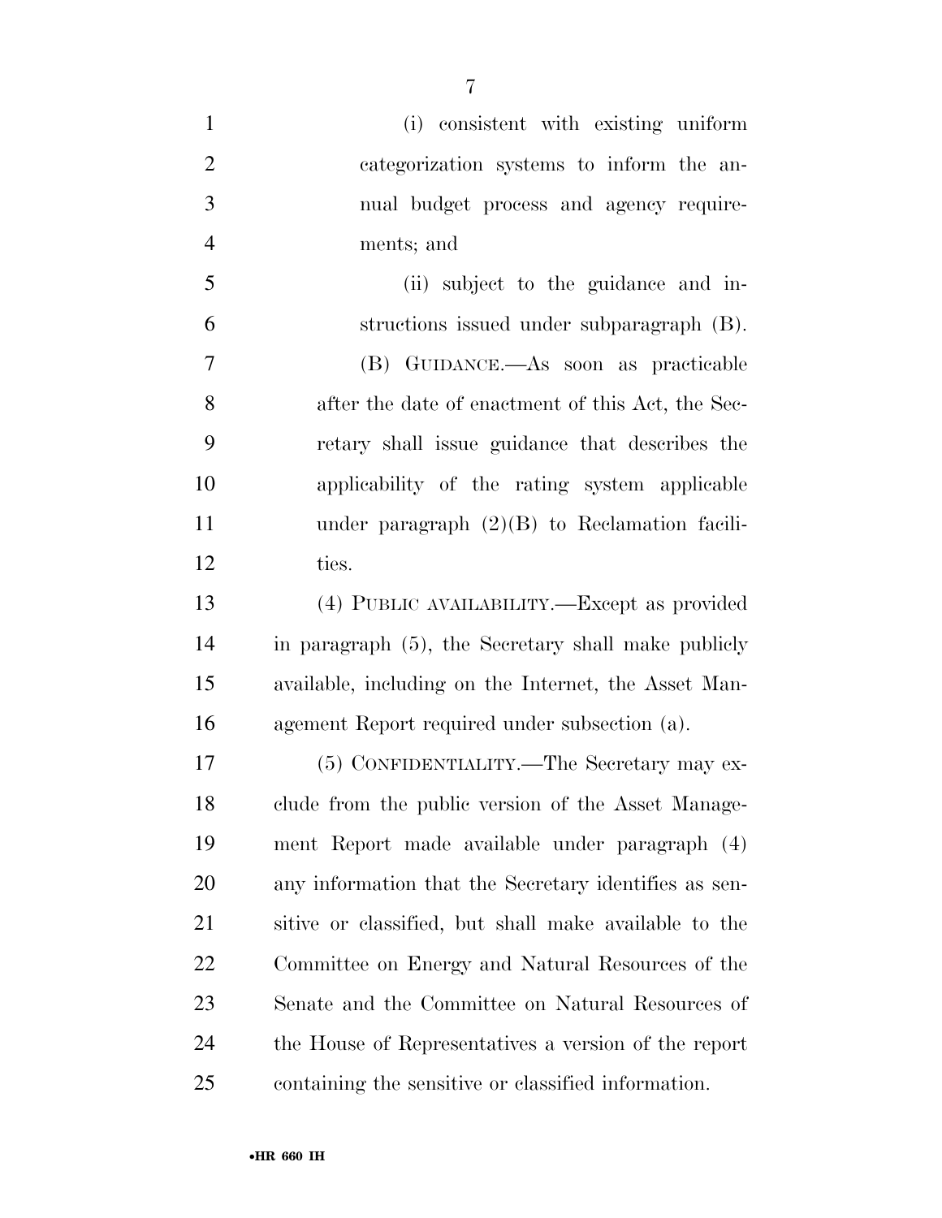(i) consistent with existing uniform categorization systems to inform the annual budget process and agency requirements; and

(ii) subject to the guidance and instructions issued under subparagraph (B).

(B) GUIDANCE.—As soon as practicable after the date of enactment of this Act, the Secretary shall issue guidance that describes the applicability of the rating system applicable under paragraph (2)(B) to Reclamation facilities.

(4) PUBLIC AVAILABILITY.—Except as provided in paragraph (5), the Secretary shall make publicly available, including on the Internet, the Asset Management Report required under subsection (a).

(5) CONFIDENTIALITY.—The Secretary may exclude from the public version of the Asset Management Report made available under paragraph (4) any information that the Secretary identifies as sensitive or classified, but shall make available to the Committee on Energy and Natural Resources of the Senate and the Committee on Natural Resources of the House of Representatives a version of the report containing the sensitive or classified information.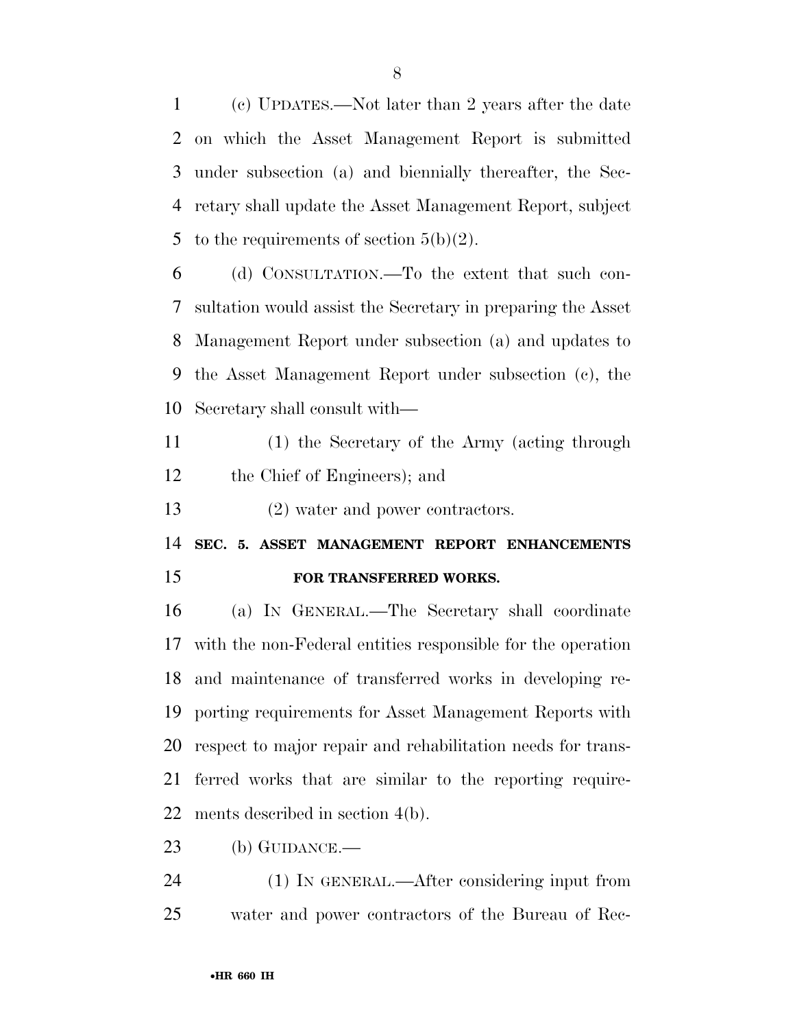(c) UPDATES.—Not later than 2 years after the date on which the Asset Management Report is submitted under subsection (a) and biennially thereafter, the Secretary shall update the Asset Management Report, subject to the requirements of section 5(b)(2).

(d) CONSULTATION.—To the extent that such consultation would assist the Secretary in preparing the Asset Management Report under subsection (a) and updates to the Asset Management Report under subsection (c), the Secretary shall consult with—

(1) the Secretary of the Army (acting through the Chief of Engineers); and

(2) water and power contractors.

## SEC. 5. ASSET MANAGEMENT REPORT ENHANCEMENTS FOR TRANSFERRED WORKS.

(a) IN GENERAL.—The Secretary shall coordinate with the non-Federal entities responsible for the operation and maintenance of transferred works in developing reporting requirements for Asset Management Reports with respect to major repair and rehabilitation needs for transferred works that are similar to the reporting requirements described in section 4(b).

(b) GUIDANCE.—

(1) IN GENERAL.—After considering input from water and power contractors of the Bureau of Rec-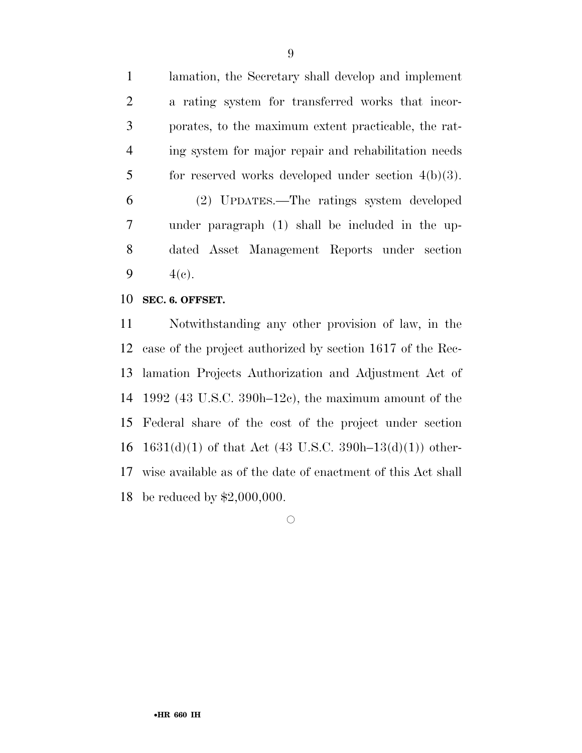lamation, the Secretary shall develop and implement a rating system for transferred works that incorporates, to the maximum extent practicable, the rating system for major repair and rehabilitation needs for reserved works developed under section 4(b)(3).

(2) UPDATES.—The ratings system developed under paragraph (1) shall be included in the updated Asset Management Reports under section 4(c).

**SEC. 6. OFFSET.**

Notwithstanding any other provision of law, in the case of the project authorized by section 1617 of the Reclamation Projects Authorization and Adjustment Act of 1992 (43 U.S.C. 390h–12c), the maximum amount of the Federal share of the cost of the project under section 1631(d)(1) of that Act (43 U.S.C. 390h–13(d)(1)) otherwise available as of the date of enactment of this Act shall be reduced by $2,000,000.

○